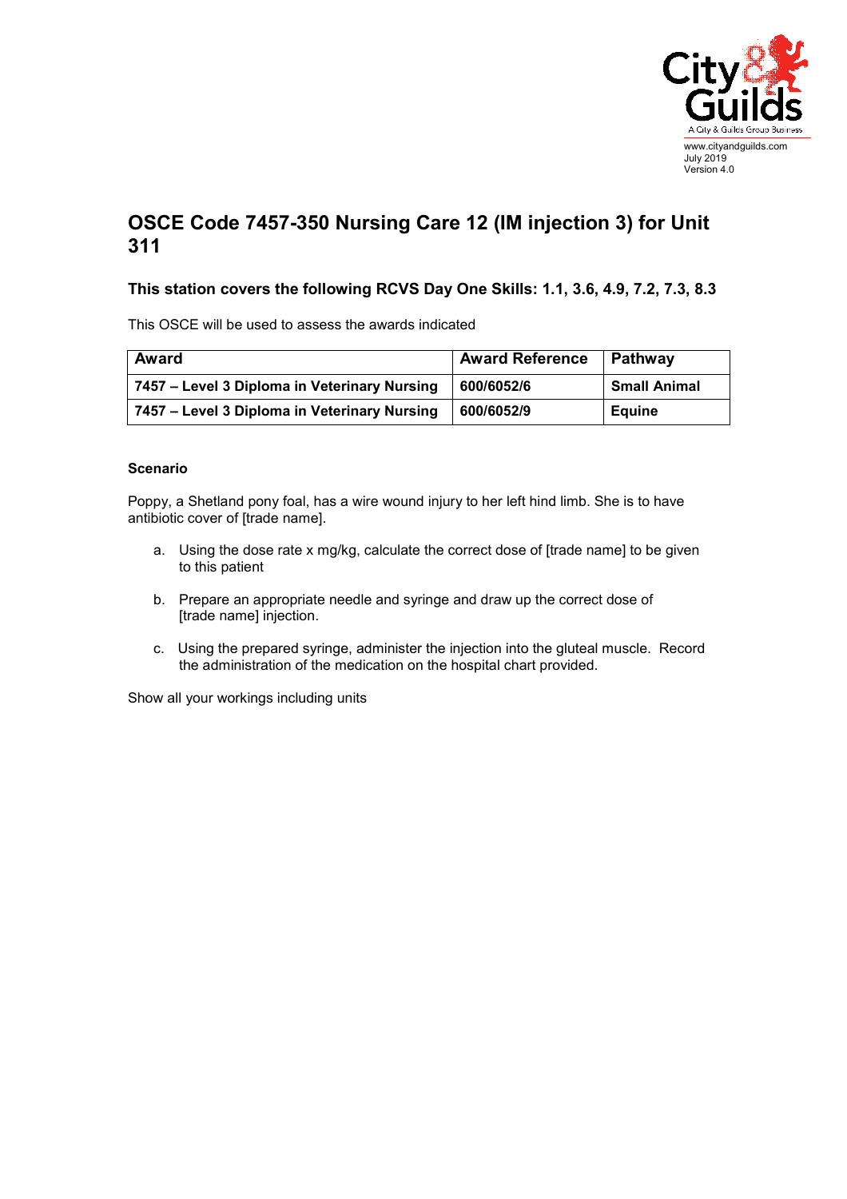www.cityandguilds.com
July 2019
Version 4.0

# OSCE Code 7457-350 Nursing Care 12 (IM injection 3) for Unit 311

### This station covers the following RCVS Day One Skills: 1.1, 3.6, 4.9, 7.2, 7.3, 8.3

This OSCE will be used to assess the awards indicated

| Award | Award Reference | Pathway |
|---|---|---|
| **7457 – Level 3 Diploma in Veterinary Nursing** | **600/6052/6** | **Small Animal** |
| **7457 – Level 3 Diploma in Veterinary Nursing** | **600/6052/9** | **Equine** |

**Scenario**

Poppy, a Shetland pony foal, has a wire wound injury to her left hind limb. She is to have antibiotic cover of [trade name].

a. Using the dose rate x mg/kg, calculate the correct dose of [trade name] to be given to this patient

b. Prepare an appropriate needle and syringe and draw up the correct dose of [trade name] injection.

c. Using the prepared syringe, administer the injection into the gluteal muscle. Record the administration of the medication on the hospital chart provided.

Show all your workings including units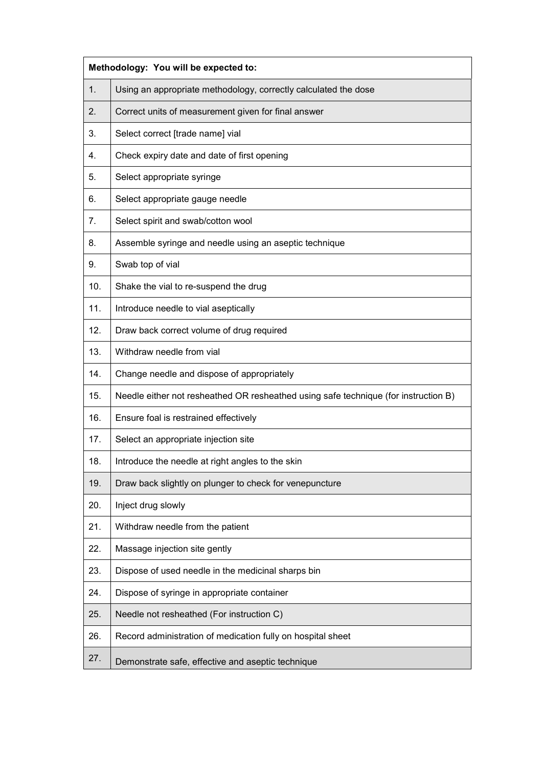| Methodology: You will be expected to: | |
|---|---|
| 1. | Using an appropriate methodology, correctly calculated the dose |
| 2. | Correct units of measurement given for final answer |
| 3. | Select correct [trade name] vial |
| 4. | Check expiry date and date of first opening |
| 5. | Select appropriate syringe |
| 6. | Select appropriate gauge needle |
| 7. | Select spirit and swab/cotton wool |
| 8. | Assemble syringe and needle using an aseptic technique |
| 9. | Swab top of vial |
| 10. | Shake the vial to re-suspend the drug |
| 11. | Introduce needle to vial aseptically |
| 12. | Draw back correct volume of drug required |
| 13. | Withdraw needle from vial |
| 14. | Change needle and dispose of appropriately |
| 15. | Needle either not resheathed OR resheathed using safe technique (for instruction B) |
| 16. | Ensure foal is restrained effectively |
| 17. | Select an appropriate injection site |
| 18. | Introduce the needle at right angles to the skin |
| 19. | Draw back slightly on plunger to check for venepuncture |
| 20. | Inject drug slowly |
| 21. | Withdraw needle from the patient |
| 22. | Massage injection site gently |
| 23. | Dispose of used needle in the medicinal sharps bin |
| 24. | Dispose of syringe in appropriate container |
| 25. | Needle not resheathed (For instruction C) |
| 26. | Record administration of medication fully on hospital sheet |
| 27. | Demonstrate safe, effective and aseptic technique |